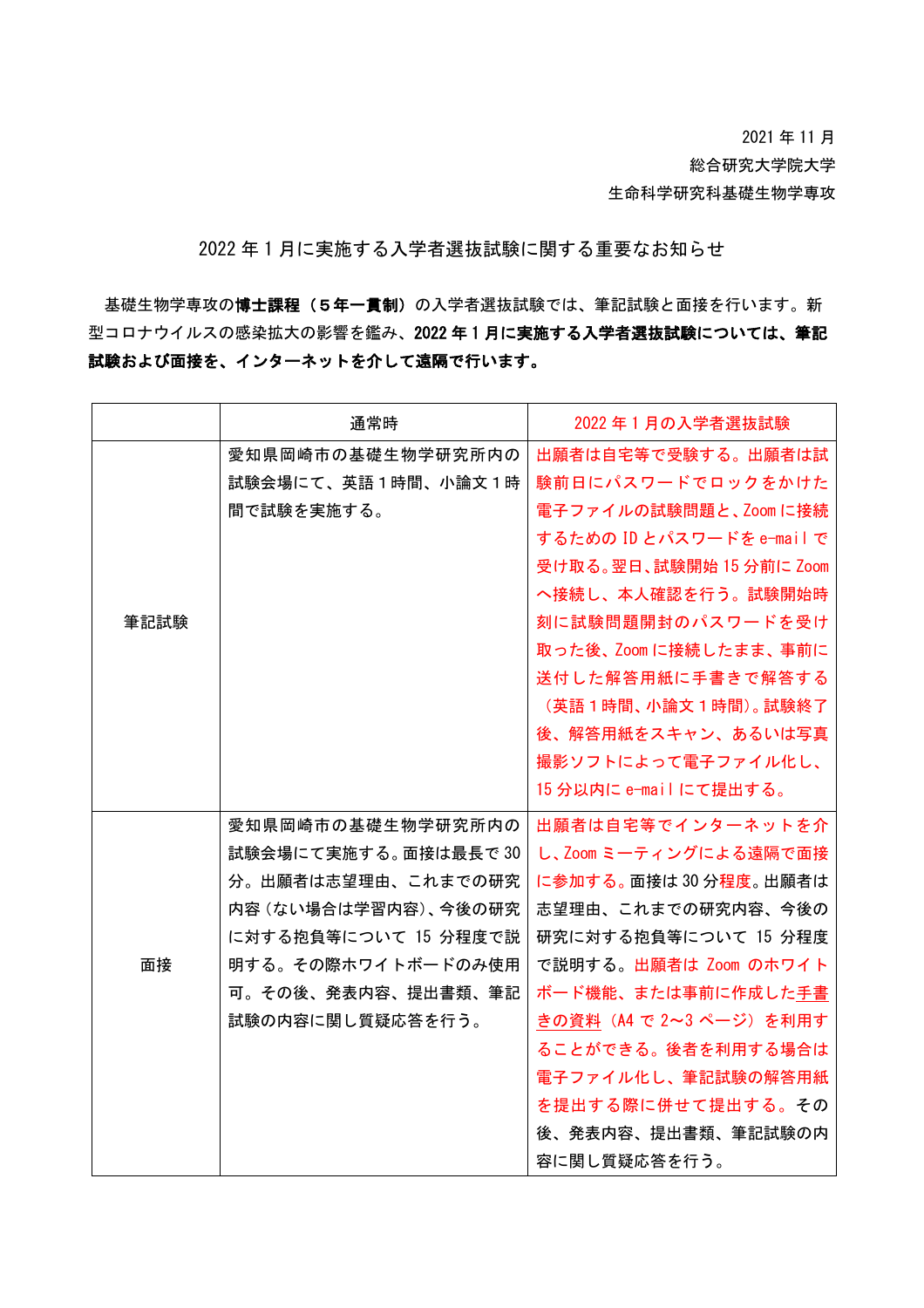2021 年 11 月

総合研究大学院大学

生命科学研究科基礎生物学専攻

## 2022 年 1 月に実施する入学者選抜試験に関する重要なお知らせ

基礎生物学専攻の**博士課程（５年一貫制）**の入学者選抜試験では、筆記試験と面接を行います。新型コロナウイルスの感染拡大の影響を鑑み、**2022 年 1 月に実施する入学者選抜試験については、筆記試験および面接を、インターネットを介して遠隔で行います。**

| | 通常時 | 2022 年 1 月の入学者選抜試験 |
|---|---|---|
| 筆記試験 | 愛知県岡崎市の基礎生物学研究所内の試験会場にて、英語１時間、小論文１時間で試験を実施する。 | 出願者は自宅等で受験する。出願者は試験前日にパスワードでロックをかけた電子ファイルの試験問題と、Zoom に接続するための ID とパスワードを e-mail で受け取る。翌日、試験開始 15 分前に Zoom へ接続し、本人確認を行う。試験開始時刻に試験問題開封のパスワードを受け取った後、Zoom に接続したまま、事前に送付した解答用紙に手書きで解答する（英語１時間、小論文１時間）。試験終了後、解答用紙をスキャン、あるいは写真撮影ソフトによって電子ファイル化し、15 分以内に e-mail にて提出する。 |
| 面接 | 愛知県岡崎市の基礎生物学研究所内の試験会場にて実施する。面接は最長で 30 分。出願者は志望理由、これまでの研究内容（ない場合は学習内容）、今後の研究に対する抱負等について 15 分程度で説明する。その際ホワイトボードのみ使用可。その後、発表内容、提出書類、筆記試験の内容に関し質疑応答を行う。 | 出願者は自宅等でインターネットを介し、Zoom ミーティングによる遠隔で面接に参加する。面接は 30 分程度。出願者は志望理由、これまでの研究内容、今後の研究に対する抱負等について 15 分程度で説明する。出願者は Zoom のホワイトボード機能、または事前に作成した手書きの資料（A4 で 2〜3 ページ）を利用することができる。後者を利用する場合は電子ファイル化し、筆記試験の解答用紙を提出する際に併せて提出する。その後、発表内容、提出書類、筆記試験の内容に関し質疑応答を行う。 |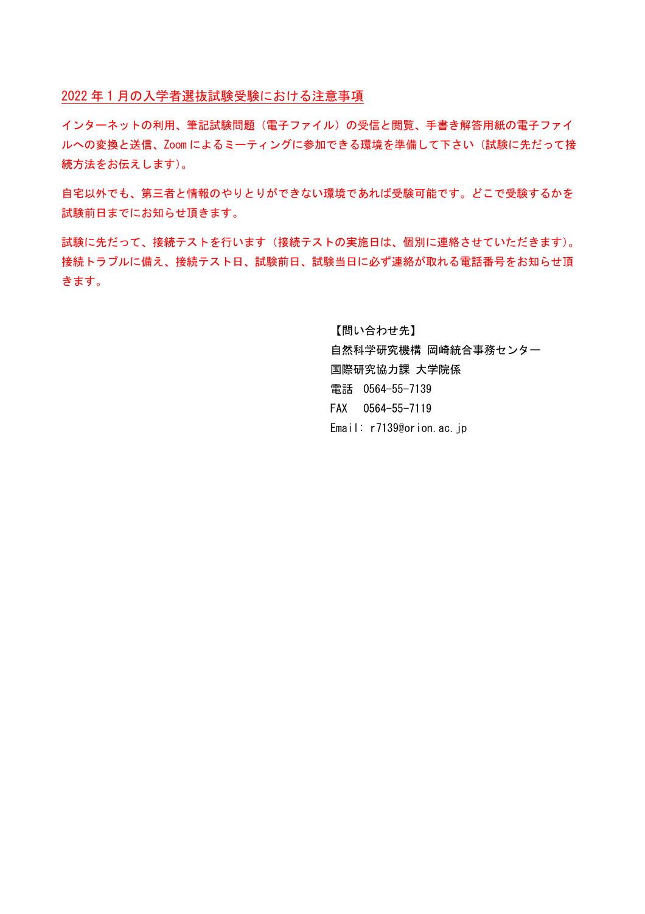## 2022 年 1 月の入学者選抜試験受験における注意事項

インターネットの利用、筆記試験問題（電子ファイル）の受信と閲覧、手書き解答用紙の電子ファイルへの変換と送信、Zoom によるミーティングに参加できる環境を準備して下さい（試験に先だって接続方法をお伝えします)。

自宅以外でも、第三者と情報のやりとりができない環境であれば受験可能です。どこで受験するかを試験前日までにお知らせ頂きます。

試験に先だって、接続テストを行います（接続テストの実施日は、個別に連絡させていただきます)。接続トラブルに備え、接続テスト日、試験前日、試験当日に必ず連絡が取れる電話番号をお知らせ頂きます。

【問い合わせ先】
自然科学研究機構 岡崎統合事務センター
国際研究協力課 大学院係
電話 0564-55-7139
FAX 0564-55-7119
Email: r7139@orion.ac.jp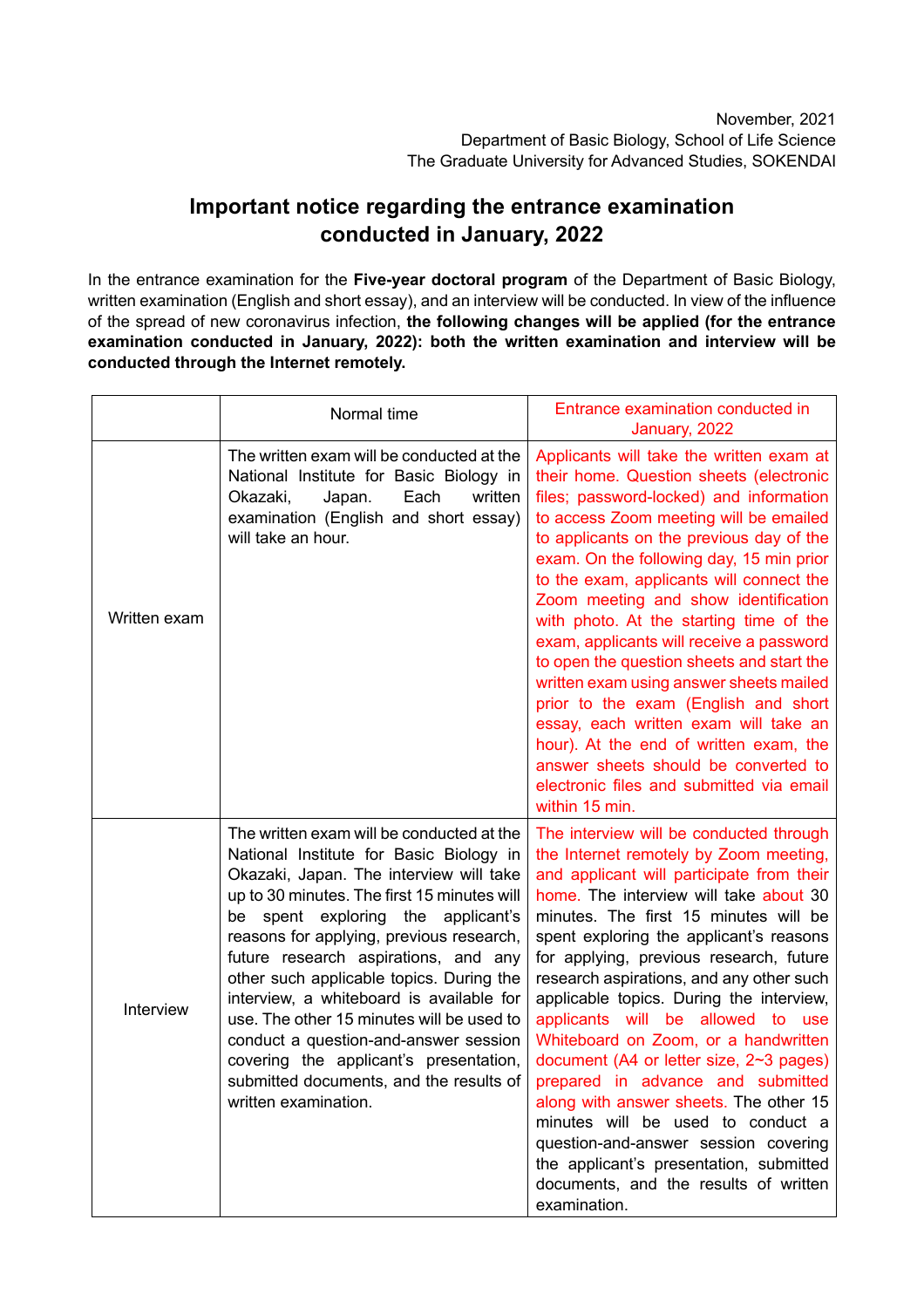November, 2021
Department of Basic Biology, School of Life Science
The Graduate University for Advanced Studies, SOKENDAI

# Important notice regarding the entrance examination conducted in January, 2022

In the entrance examination for the **Five-year doctoral program** of the Department of Basic Biology, written examination (English and short essay), and an interview will be conducted. In view of the influence of the spread of new coronavirus infection, **the following changes will be applied (for the entrance examination conducted in January, 2022): both the written examination and interview will be conducted through the Internet remotely.**

| | Normal time | Entrance examination conducted in January, 2022 |
|---|---|---|
| Written exam | The written exam will be conducted at the National Institute for Basic Biology in Okazaki, Japan. Each written examination (English and short essay) will take an hour. | Applicants will take the written exam at their home. Question sheets (electronic files; password-locked) and information to access Zoom meeting will be emailed to applicants on the previous day of the exam. On the following day, 15 min prior to the exam, applicants will connect the Zoom meeting and show identification with photo. At the starting time of the exam, applicants will receive a password to open the question sheets and start the written exam using answer sheets mailed prior to the exam (English and short essay, each written exam will take an hour). At the end of written exam, the answer sheets should be converted to electronic files and submitted via email within 15 min. |
| Interview | The written exam will be conducted at the National Institute for Basic Biology in Okazaki, Japan. The interview will take up to 30 minutes. The first 15 minutes will be spent exploring the applicant's reasons for applying, previous research, future research aspirations, and any other such applicable topics. During the interview, a whiteboard is available for use. The other 15 minutes will be used to conduct a question-and-answer session covering the applicant's presentation, submitted documents, and the results of written examination. | The interview will be conducted through the Internet remotely by Zoom meeting, and applicant will participate from their home. The interview will take about 30 minutes. The first 15 minutes will be spent exploring the applicant's reasons for applying, previous research, future research aspirations, and any other such applicable topics. During the interview, applicants will be allowed to use Whiteboard on Zoom, or a handwritten document (A4 or letter size, 2~3 pages) prepared in advance and submitted along with answer sheets. The other 15 minutes will be used to conduct a question-and-answer session covering the applicant's presentation, submitted documents, and the results of written examination. |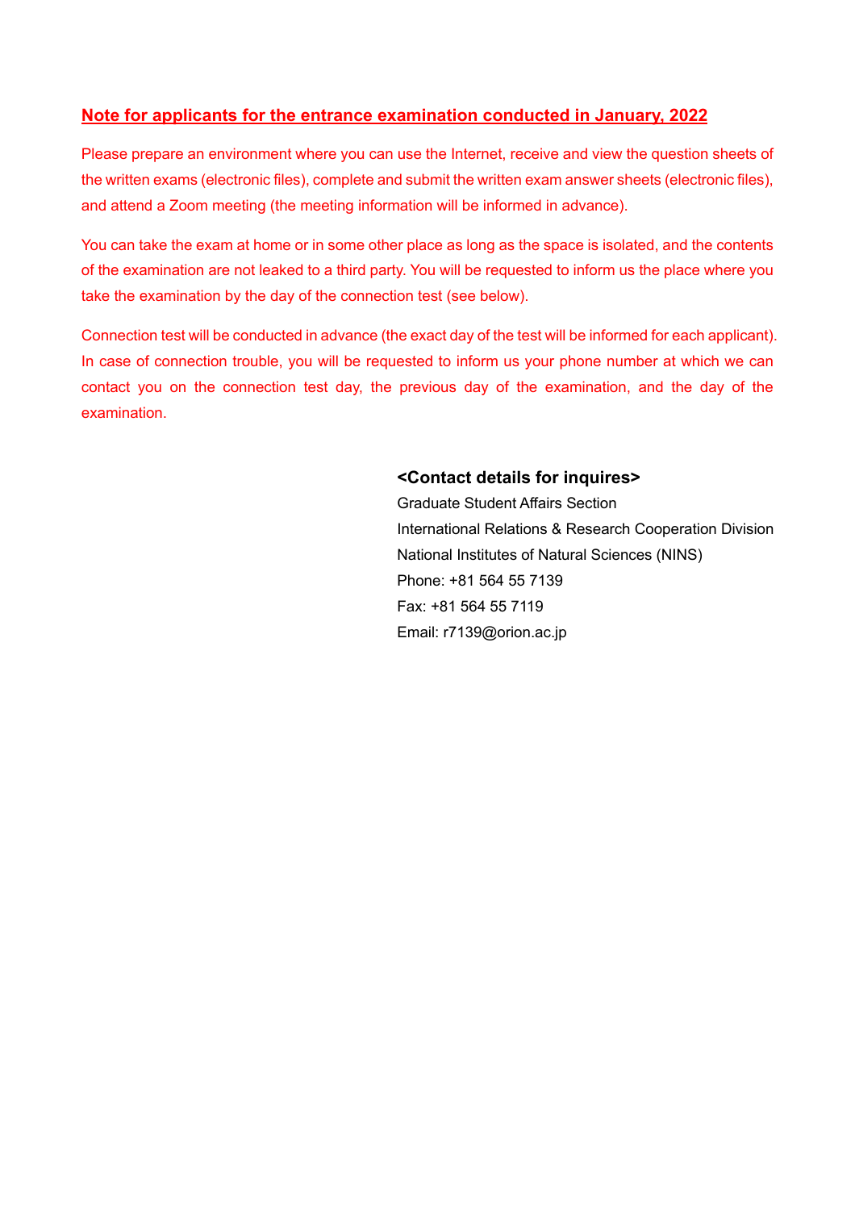**<u>Note for applicants for the entrance examination conducted in January, 2022</u>**

Please prepare an environment where you can use the Internet, receive and view the question sheets of the written exams (electronic files), complete and submit the written exam answer sheets (electronic files), and attend a Zoom meeting (the meeting information will be informed in advance).

You can take the exam at home or in some other place as long as the space is isolated, and the contents of the examination are not leaked to a third party. You will be requested to inform us the place where you take the examination by the day of the connection test (see below).

Connection test will be conducted in advance (the exact day of the test will be informed for each applicant). In case of connection trouble, you will be requested to inform us your phone number at which we can contact you on the connection test day, the previous day of the examination, and the day of the examination.

**<Contact details for inquires>**

Graduate Student Affairs Section
International Relations & Research Cooperation Division
National Institutes of Natural Sciences (NINS)
Phone: +81 564 55 7139
Fax: +81 564 55 7119
Email: r7139@orion.ac.jp